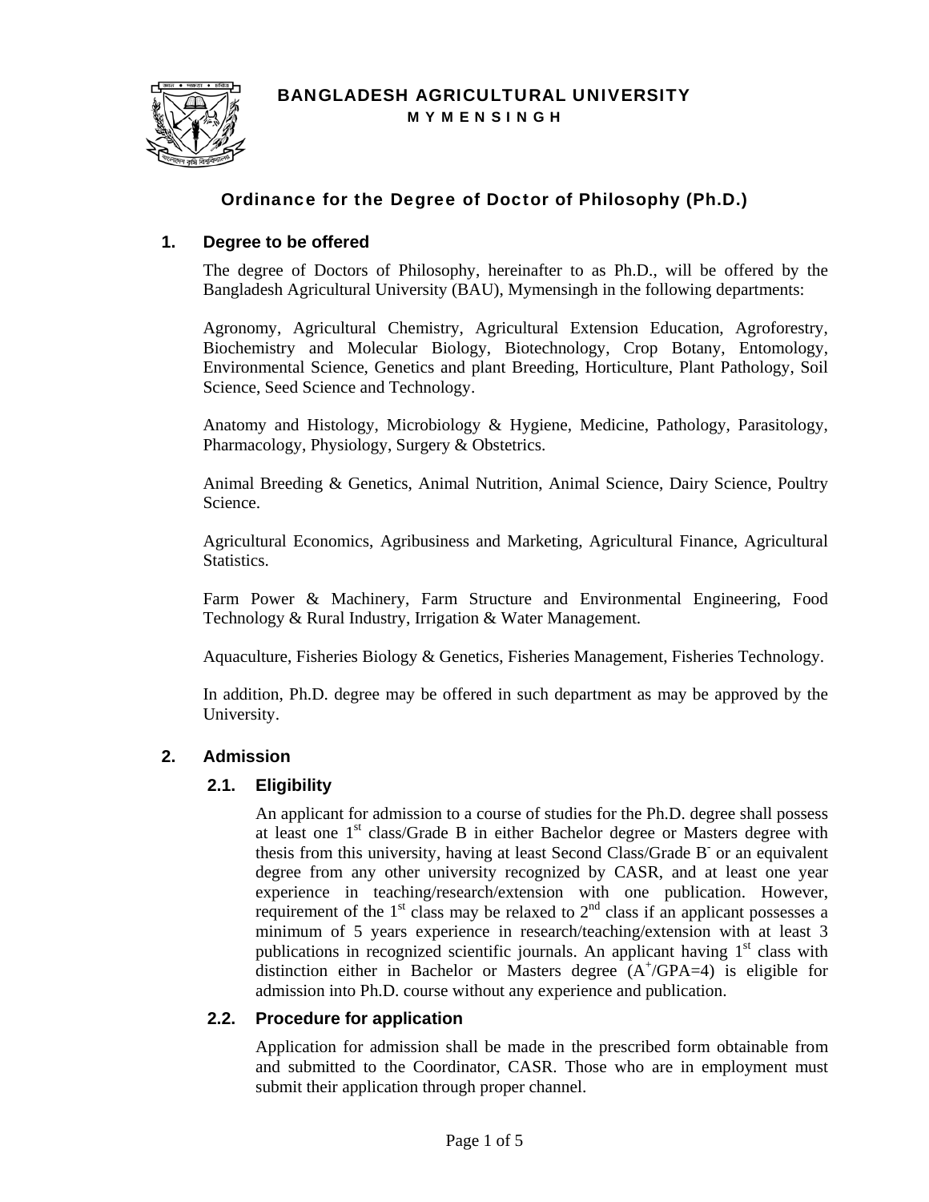# BANGLADESH AGRICULTURAL UNIVERSITY

**MYMENSINGH**

## Ordinance for the Degree of Doctor of Philosophy (Ph.D.)

### 1. Degree to be offered

The degree of Doctors of Philosophy, hereinafter to as Ph.D., will be offered by the Bangladesh Agricultural University (BAU), Mymensingh in the following departments:

Agronomy, Agricultural Chemistry, Agricultural Extension Education, Agroforestry, Biochemistry and Molecular Biology, Biotechnology, Crop Botany, Entomology, Environmental Science, Genetics and plant Breeding, Horticulture, Plant Pathology, Soil Science, Seed Science and Technology.

Anatomy and Histology, Microbiology & Hygiene, Medicine, Pathology, Parasitology, Pharmacology, Physiology, Surgery & Obstetrics.

Animal Breeding & Genetics, Animal Nutrition, Animal Science, Dairy Science, Poultry Science.

Agricultural Economics, Agribusiness and Marketing, Agricultural Finance, Agricultural Statistics.

Farm Power & Machinery, Farm Structure and Environmental Engineering, Food Technology & Rural Industry, Irrigation & Water Management.

Aquaculture, Fisheries Biology & Genetics, Fisheries Management, Fisheries Technology.

In addition, Ph.D. degree may be offered in such department as may be approved by the University.

### 2. Admission

#### 2.1. Eligibility

An applicant for admission to a course of studies for the Ph.D. degree shall possess at least one 1st class/Grade B in either Bachelor degree or Masters degree with thesis from this university, having at least Second Class/Grade B- or an equivalent degree from any other university recognized by CASR, and at least one year experience in teaching/research/extension with one publication. However, requirement of the 1st class may be relaxed to 2nd class if an applicant possesses a minimum of 5 years experience in research/teaching/extension with at least 3 publications in recognized scientific journals. An applicant having 1st class with distinction either in Bachelor or Masters degree (A+/GPA=4) is eligible for admission into Ph.D. course without any experience and publication.

#### 2.2. Procedure for application

Application for admission shall be made in the prescribed form obtainable from and submitted to the Coordinator, CASR. Those who are in employment must submit their application through proper channel.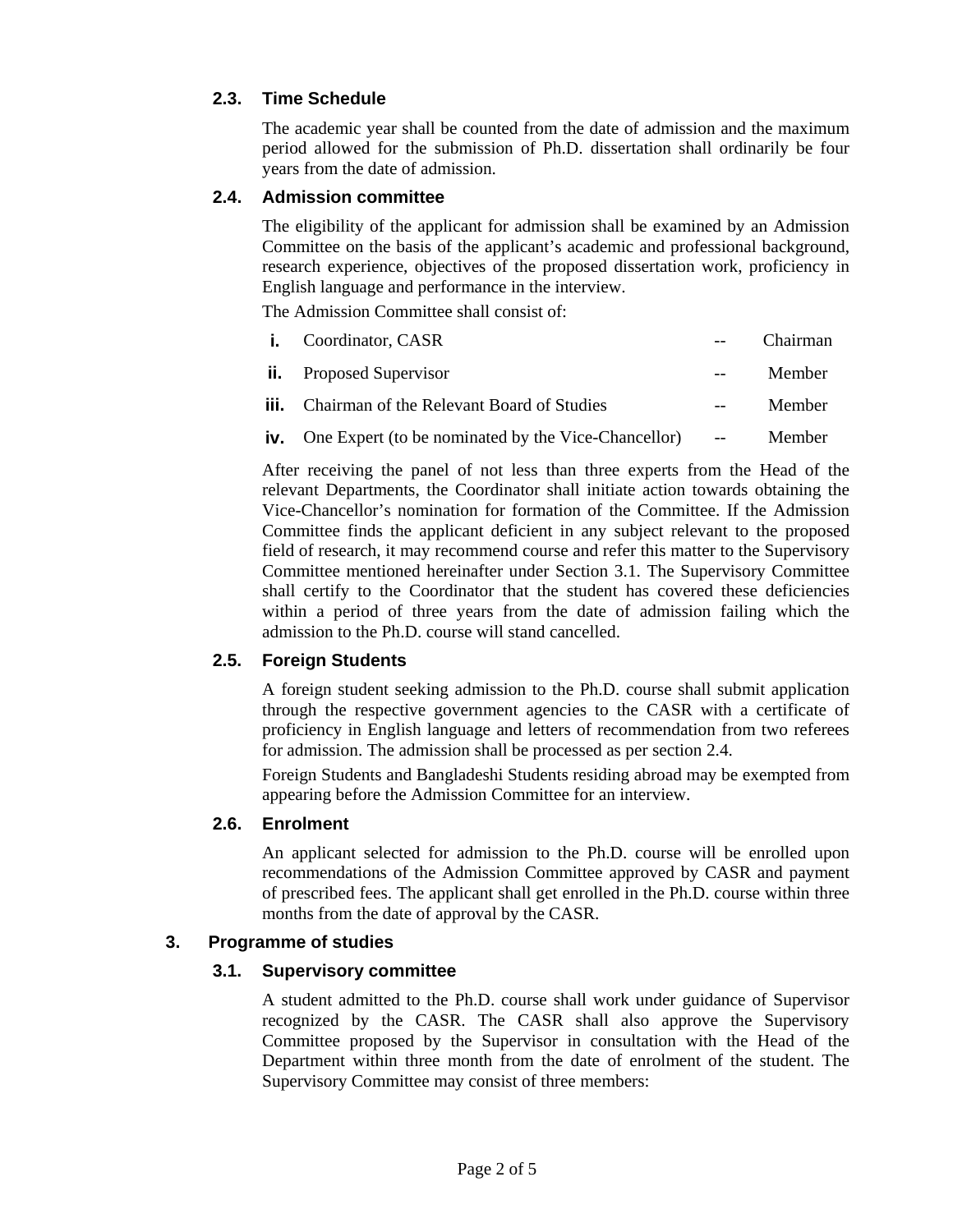### 2.3. Time Schedule

The academic year shall be counted from the date of admission and the maximum period allowed for the submission of Ph.D. dissertation shall ordinarily be four years from the date of admission.

### 2.4. Admission committee

The eligibility of the applicant for admission shall be examined by an Admission Committee on the basis of the applicant's academic and professional background, research experience, objectives of the proposed dissertation work, proficiency in English language and performance in the interview.

The Admission Committee shall consist of:

| | | | |
|---|---|---|---|
| **i.** | Coordinator, CASR | -- | Chairman |
| **ii.** | Proposed Supervisor | -- | Member |
| **iii.** | Chairman of the Relevant Board of Studies | -- | Member |
| **iv.** | One Expert (to be nominated by the Vice-Chancellor) | -- | Member |

After receiving the panel of not less than three experts from the Head of the relevant Departments, the Coordinator shall initiate action towards obtaining the Vice-Chancellor's nomination for formation of the Committee. If the Admission Committee finds the applicant deficient in any subject relevant to the proposed field of research, it may recommend course and refer this matter to the Supervisory Committee mentioned hereinafter under Section 3.1. The Supervisory Committee shall certify to the Coordinator that the student has covered these deficiencies within a period of three years from the date of admission failing which the admission to the Ph.D. course will stand cancelled.

### 2.5. Foreign Students

A foreign student seeking admission to the Ph.D. course shall submit application through the respective government agencies to the CASR with a certificate of proficiency in English language and letters of recommendation from two referees for admission. The admission shall be processed as per section 2.4.

Foreign Students and Bangladeshi Students residing abroad may be exempted from appearing before the Admission Committee for an interview.

### 2.6. Enrolment

An applicant selected for admission to the Ph.D. course will be enrolled upon recommendations of the Admission Committee approved by CASR and payment of prescribed fees. The applicant shall get enrolled in the Ph.D. course within three months from the date of approval by the CASR.

## 3. Programme of studies

### 3.1. Supervisory committee

A student admitted to the Ph.D. course shall work under guidance of Supervisor recognized by the CASR. The CASR shall also approve the Supervisory Committee proposed by the Supervisor in consultation with the Head of the Department within three month from the date of enrolment of the student. The Supervisory Committee may consist of three members: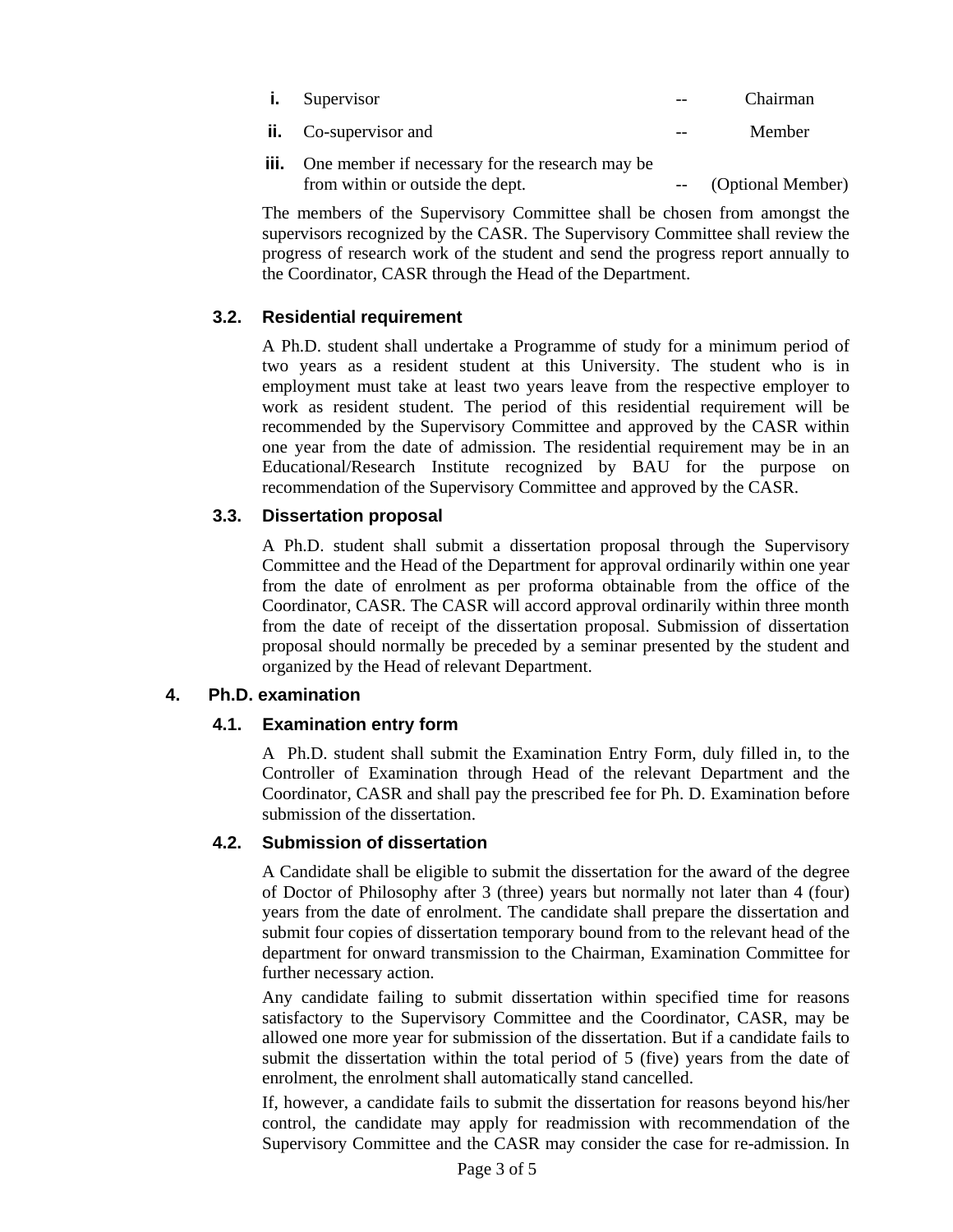| | | | |
|---|---|---|---|
| **i.** | Supervisor | -- | Chairman |
| **ii.** | Co-supervisor and | -- | Member |
| **iii.** | One member if necessary for the research may be from within or outside the dept. | -- | (Optional Member) |

The members of the Supervisory Committee shall be chosen from amongst the supervisors recognized by the CASR. The Supervisory Committee shall review the progress of research work of the student and send the progress report annually to the Coordinator, CASR through the Head of the Department.

### 3.2. Residential requirement

A Ph.D. student shall undertake a Programme of study for a minimum period of two years as a resident student at this University. The student who is in employment must take at least two years leave from the respective employer to work as resident student. The period of this residential requirement will be recommended by the Supervisory Committee and approved by the CASR within one year from the date of admission. The residential requirement may be in an Educational/Research Institute recognized by BAU for the purpose on recommendation of the Supervisory Committee and approved by the CASR.

### 3.3. Dissertation proposal

A Ph.D. student shall submit a dissertation proposal through the Supervisory Committee and the Head of the Department for approval ordinarily within one year from the date of enrolment as per proforma obtainable from the office of the Coordinator, CASR. The CASR will accord approval ordinarily within three month from the date of receipt of the dissertation proposal. Submission of dissertation proposal should normally be preceded by a seminar presented by the student and organized by the Head of relevant Department.

## 4. Ph.D. examination

### 4.1. Examination entry form

A Ph.D. student shall submit the Examination Entry Form, duly filled in, to the Controller of Examination through Head of the relevant Department and the Coordinator, CASR and shall pay the prescribed fee for Ph. D. Examination before submission of the dissertation.

### 4.2. Submission of dissertation

A Candidate shall be eligible to submit the dissertation for the award of the degree of Doctor of Philosophy after 3 (three) years but normally not later than 4 (four) years from the date of enrolment. The candidate shall prepare the dissertation and submit four copies of dissertation temporary bound from to the relevant head of the department for onward transmission to the Chairman, Examination Committee for further necessary action.

Any candidate failing to submit dissertation within specified time for reasons satisfactory to the Supervisory Committee and the Coordinator, CASR, may be allowed one more year for submission of the dissertation. But if a candidate fails to submit the dissertation within the total period of 5 (five) years from the date of enrolment, the enrolment shall automatically stand cancelled.

If, however, a candidate fails to submit the dissertation for reasons beyond his/her control, the candidate may apply for readmission with recommendation of the Supervisory Committee and the CASR may consider the case for re-admission. In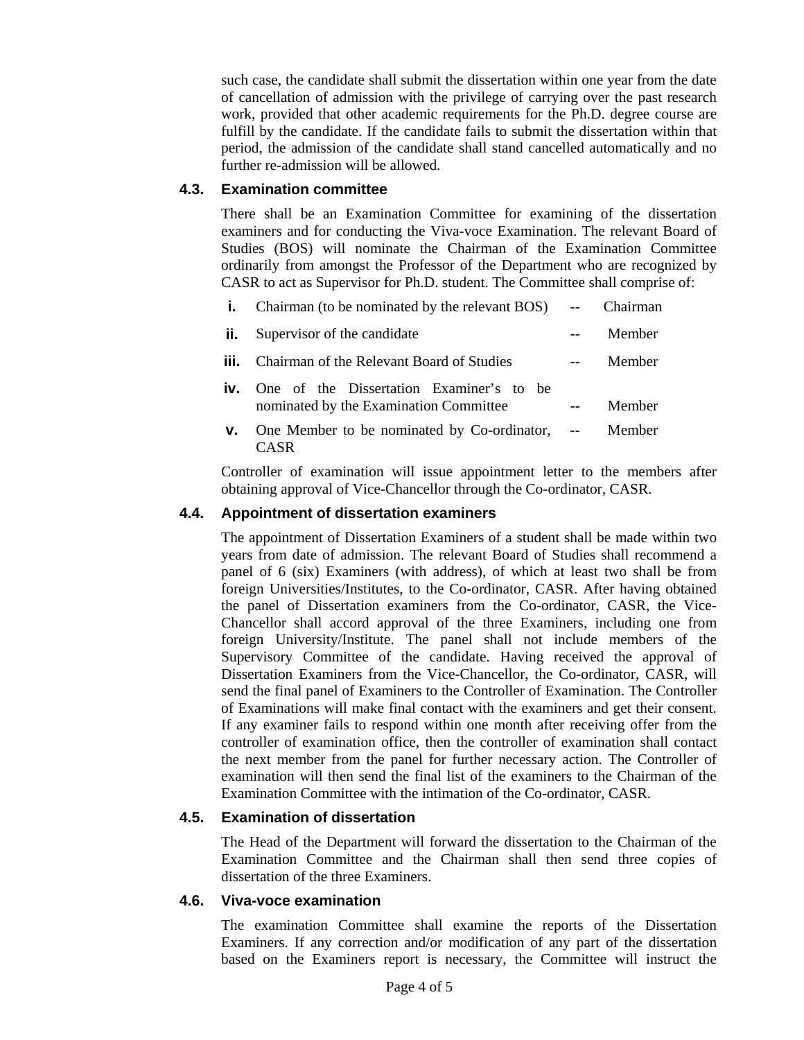such case, the candidate shall submit the dissertation within one year from the date of cancellation of admission with the privilege of carrying over the past research work, provided that other academic requirements for the Ph.D. degree course are fulfill by the candidate. If the candidate fails to submit the dissertation within that period, the admission of the candidate shall stand cancelled automatically and no further re-admission will be allowed.

### 4.3. Examination committee

There shall be an Examination Committee for examining of the dissertation examiners and for conducting the Viva-voce Examination. The relevant Board of Studies (BOS) will nominate the Chairman of the Examination Committee ordinarily from amongst the Professor of the Department who are recognized by CASR to act as Supervisor for Ph.D. student. The Committee shall comprise of:

| | | | |
|---|---|---|---|
| **i.** | Chairman (to be nominated by the relevant BOS) | -- | Chairman |
| **ii.** | Supervisor of the candidate | -- | Member |
| **iii.** | Chairman of the Relevant Board of Studies | -- | Member |
| **iv.** | One of the Dissertation Examiner's to be nominated by the Examination Committee | -- | Member |
| **v.** | One Member to be nominated by Co-ordinator, CASR | -- | Member |

Controller of examination will issue appointment letter to the members after obtaining approval of Vice-Chancellor through the Co-ordinator, CASR.

### 4.4. Appointment of dissertation examiners

The appointment of Dissertation Examiners of a student shall be made within two years from date of admission. The relevant Board of Studies shall recommend a panel of 6 (six) Examiners (with address), of which at least two shall be from foreign Universities/Institutes, to the Co-ordinator, CASR. After having obtained the panel of Dissertation examiners from the Co-ordinator, CASR, the Vice-Chancellor shall accord approval of the three Examiners, including one from foreign University/Institute. The panel shall not include members of the Supervisory Committee of the candidate. Having received the approval of Dissertation Examiners from the Vice-Chancellor, the Co-ordinator, CASR, will send the final panel of Examiners to the Controller of Examination. The Controller of Examinations will make final contact with the examiners and get their consent. If any examiner fails to respond within one month after receiving offer from the controller of examination office, then the controller of examination shall contact the next member from the panel for further necessary action. The Controller of examination will then send the final list of the examiners to the Chairman of the Examination Committee with the intimation of the Co-ordinator, CASR.

### 4.5. Examination of dissertation

The Head of the Department will forward the dissertation to the Chairman of the Examination Committee and the Chairman shall then send three copies of dissertation of the three Examiners.

### 4.6. Viva-voce examination

The examination Committee shall examine the reports of the Dissertation Examiners. If any correction and/or modification of any part of the dissertation based on the Examiners report is necessary, the Committee will instruct the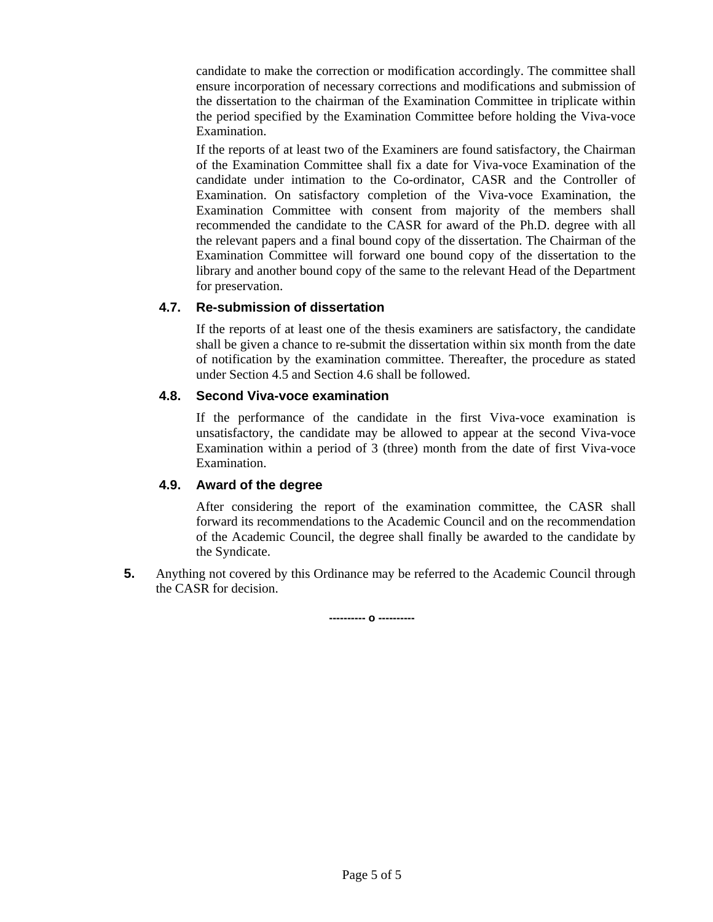candidate to make the correction or modification accordingly. The committee shall ensure incorporation of necessary corrections and modifications and submission of the dissertation to the chairman of the Examination Committee in triplicate within the period specified by the Examination Committee before holding the Viva-voce Examination.

If the reports of at least two of the Examiners are found satisfactory, the Chairman of the Examination Committee shall fix a date for Viva-voce Examination of the candidate under intimation to the Co-ordinator, CASR and the Controller of Examination. On satisfactory completion of the Viva-voce Examination, the Examination Committee with consent from majority of the members shall recommended the candidate to the CASR for award of the Ph.D. degree with all the relevant papers and a final bound copy of the dissertation. The Chairman of the Examination Committee will forward one bound copy of the dissertation to the library and another bound copy of the same to the relevant Head of the Department for preservation.

### 4.7. Re-submission of dissertation

If the reports of at least one of the thesis examiners are satisfactory, the candidate shall be given a chance to re-submit the dissertation within six month from the date of notification by the examination committee. Thereafter, the procedure as stated under Section 4.5 and Section 4.6 shall be followed.

### 4.8. Second Viva-voce examination

If the performance of the candidate in the first Viva-voce examination is unsatisfactory, the candidate may be allowed to appear at the second Viva-voce Examination within a period of 3 (three) month from the date of first Viva-voce Examination.

### 4.9. Award of the degree

After considering the report of the examination committee, the CASR shall forward its recommendations to the Academic Council and on the recommendation of the Academic Council, the degree shall finally be awarded to the candidate by the Syndicate.

**5.** Anything not covered by this Ordinance may be referred to the Academic Council through the CASR for decision.

---------- o ----------